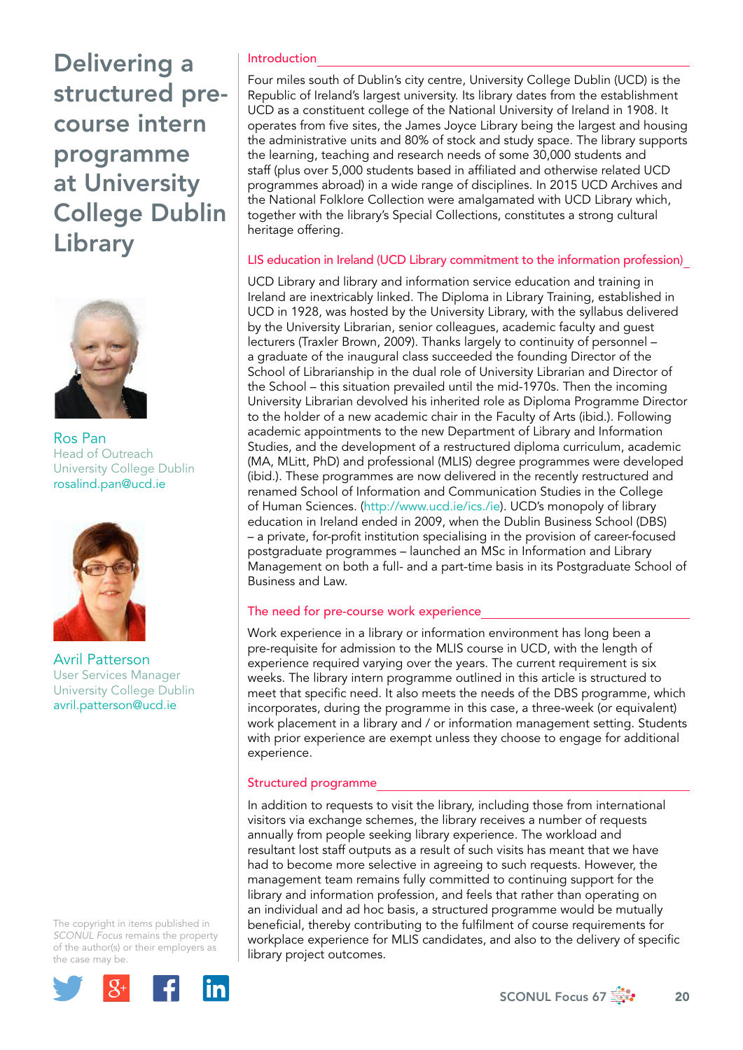# Delivering a structured pre-course intern programme at University College Dublin Library

Ros Pan
Head of Outreach
University College Dublin
rosalind.pan@ucd.ie

Avril Patterson
User Services Manager
University College Dublin
avril.patterson@ucd.ie

The copyright in items published in *SCONUL Focus* remains the property of the author(s) or their employers as the case may be.

## Introduction

Four miles south of Dublin's city centre, University College Dublin (UCD) is the Republic of Ireland's largest university. Its library dates from the establishment UCD as a constituent college of the National University of Ireland in 1908. It operates from five sites, the James Joyce Library being the largest and housing the administrative units and 80% of stock and study space. The library supports the learning, teaching and research needs of some 30,000 students and staff (plus over 5,000 students based in affiliated and otherwise related UCD programmes abroad) in a wide range of disciplines. In 2015 UCD Archives and the National Folklore Collection were amalgamated with UCD Library which, together with the library's Special Collections, constitutes a strong cultural heritage offering.

## LIS education in Ireland (UCD Library commitment to the information profession)

UCD Library and library and information service education and training in Ireland are inextricably linked. The Diploma in Library Training, established in UCD in 1928, was hosted by the University Library, with the syllabus delivered by the University Librarian, senior colleagues, academic faculty and guest lecturers (Traxler Brown, 2009). Thanks largely to continuity of personnel – a graduate of the inaugural class succeeded the founding Director of the School of Librarianship in the dual role of University Librarian and Director of the School – this situation prevailed until the mid-1970s. Then the incoming University Librarian devolved his inherited role as Diploma Programme Director to the holder of a new academic chair in the Faculty of Arts (ibid.). Following academic appointments to the new Department of Library and Information Studies, and the development of a restructured diploma curriculum, academic (MA, MLitt, PhD) and professional (MLIS) degree programmes were developed (ibid.). These programmes are now delivered in the recently restructured and renamed School of Information and Communication Studies in the College of Human Sciences. (http://www.ucd.ie/ics./ie). UCD's monopoly of library education in Ireland ended in 2009, when the Dublin Business School (DBS) – a private, for-profit institution specialising in the provision of career-focused postgraduate programmes – launched an MSc in Information and Library Management on both a full- and a part-time basis in its Postgraduate School of Business and Law.

## The need for pre-course work experience

Work experience in a library or information environment has long been a pre-requisite for admission to the MLIS course in UCD, with the length of experience required varying over the years. The current requirement is six weeks. The library intern programme outlined in this article is structured to meet that specific need. It also meets the needs of the DBS programme, which incorporates, during the programme in this case, a three-week (or equivalent) work placement in a library and / or information management setting. Students with prior experience are exempt unless they choose to engage for additional experience.

## Structured programme

In addition to requests to visit the library, including those from international visitors via exchange schemes, the library receives a number of requests annually from people seeking library experience. The workload and resultant lost staff outputs as a result of such visits has meant that we have had to become more selective in agreeing to such requests. However, the management team remains fully committed to continuing support for the library and information profession, and feels that rather than operating on an individual and ad hoc basis, a structured programme would be mutually beneficial, thereby contributing to the fulfilment of course requirements for workplace experience for MLIS candidates, and also to the delivery of specific library project outcomes.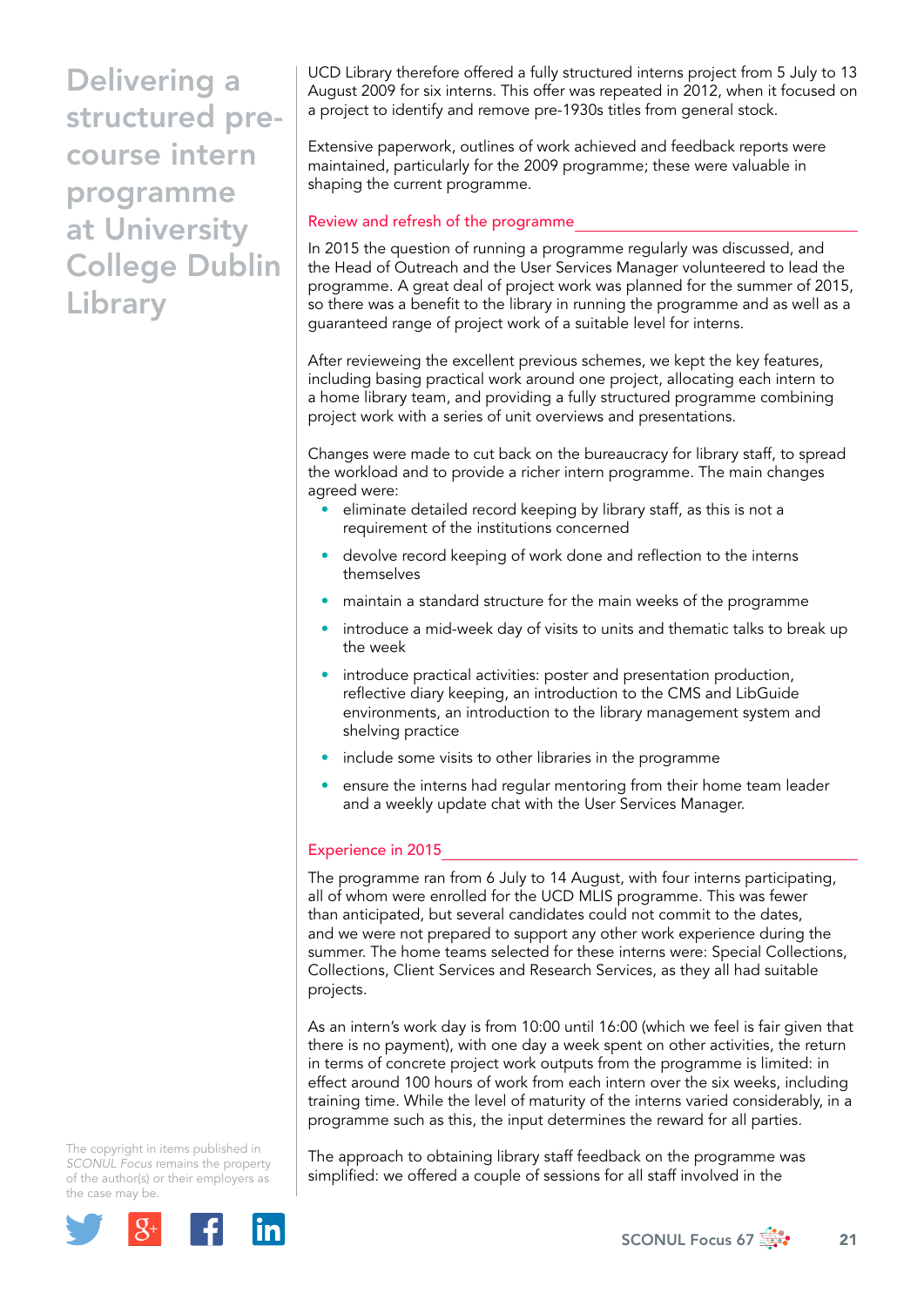# Delivering a structured pre-course intern programme at University College Dublin Library

UCD Library therefore offered a fully structured interns project from 5 July to 13 August 2009 for six interns. This offer was repeated in 2012, when it focused on a project to identify and remove pre-1930s titles from general stock.

Extensive paperwork, outlines of work achieved and feedback reports were maintained, particularly for the 2009 programme; these were valuable in shaping the current programme.

## Review and refresh of the programme

In 2015 the question of running a programme regularly was discussed, and the Head of Outreach and the User Services Manager volunteered to lead the programme. A great deal of project work was planned for the summer of 2015, so there was a benefit to the library in running the programme and as well as a guaranteed range of project work of a suitable level for interns.

After reviewing the excellent previous schemes, we kept the key features, including basing practical work around one project, allocating each intern to a home library team, and providing a fully structured programme combining project work with a series of unit overviews and presentations.

Changes were made to cut back on the bureaucracy for library staff, to spread the workload and to provide a richer intern programme. The main changes agreed were:

- eliminate detailed record keeping by library staff, as this is not a requirement of the institutions concerned
- devolve record keeping of work done and reflection to the interns themselves
- maintain a standard structure for the main weeks of the programme
- introduce a mid-week day of visits to units and thematic talks to break up the week
- introduce practical activities: poster and presentation production, reflective diary keeping, an introduction to the CMS and LibGuide environments, an introduction to the library management system and shelving practice
- include some visits to other libraries in the programme
- ensure the interns had regular mentoring from their home team leader and a weekly update chat with the User Services Manager.

## Experience in 2015

The programme ran from 6 July to 14 August, with four interns participating, all of whom were enrolled for the UCD MLIS programme. This was fewer than anticipated, but several candidates could not commit to the dates, and we were not prepared to support any other work experience during the summer. The home teams selected for these interns were: Special Collections, Collections, Client Services and Research Services, as they all had suitable projects.

As an intern's work day is from 10:00 until 16:00 (which we feel is fair given that there is no payment), with one day a week spent on other activities, the return in terms of concrete project work outputs from the programme is limited: in effect around 100 hours of work from each intern over the six weeks, including training time. While the level of maturity of the interns varied considerably, in a programme such as this, the input determines the reward for all parties.

The approach to obtaining library staff feedback on the programme was simplified: we offered a couple of sessions for all staff involved in the

The copyright in items published in *SCONUL Focus* remains the property of the author(s) or their employers as the case may be.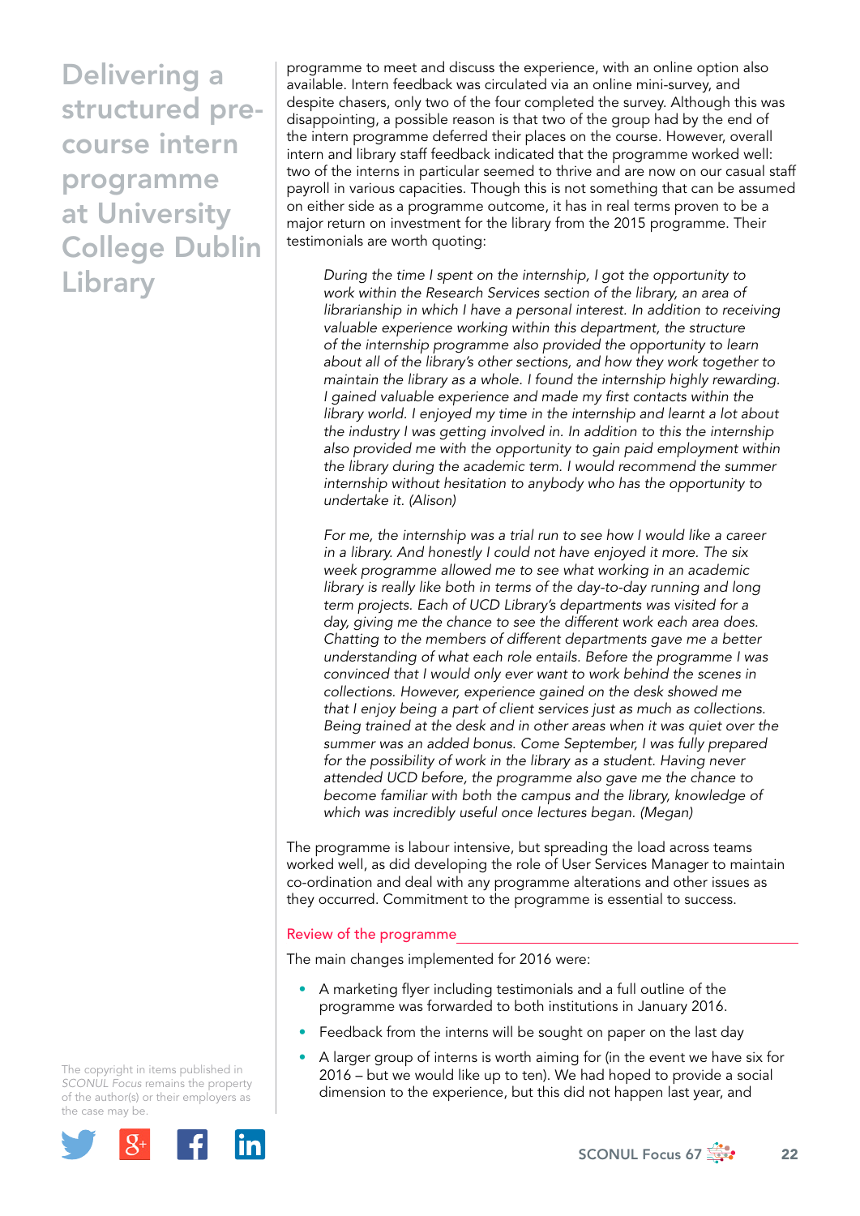programme to meet and discuss the experience, with an online option also available. Intern feedback was circulated via an online mini-survey, and despite chasers, only two of the four completed the survey. Although this was disappointing, a possible reason is that two of the group had by the end of the intern programme deferred their places on the course. However, overall intern and library staff feedback indicated that the programme worked well: two of the interns in particular seemed to thrive and are now on our casual staff payroll in various capacities. Though this is not something that can be assumed on either side as a programme outcome, it has in real terms proven to be a major return on investment for the library from the 2015 programme. Their testimonials are worth quoting:

> *During the time I spent on the internship, I got the opportunity to work within the Research Services section of the library, an area of librarianship in which I have a personal interest. In addition to receiving valuable experience working within this department, the structure of the internship programme also provided the opportunity to learn about all of the library's other sections, and how they work together to maintain the library as a whole. I found the internship highly rewarding. I gained valuable experience and made my first contacts within the library world. I enjoyed my time in the internship and learnt a lot about the industry I was getting involved in. In addition to this the internship also provided me with the opportunity to gain paid employment within the library during the academic term. I would recommend the summer internship without hesitation to anybody who has the opportunity to undertake it. (Alison)*

> *For me, the internship was a trial run to see how I would like a career in a library. And honestly I could not have enjoyed it more. The six week programme allowed me to see what working in an academic library is really like both in terms of the day-to-day running and long term projects. Each of UCD Library's departments was visited for a day, giving me the chance to see the different work each area does. Chatting to the members of different departments gave me a better understanding of what each role entails. Before the programme I was convinced that I would only ever want to work behind the scenes in collections. However, experience gained on the desk showed me that I enjoy being a part of client services just as much as collections. Being trained at the desk and in other areas when it was quiet over the summer was an added bonus. Come September, I was fully prepared for the possibility of work in the library as a student. Having never attended UCD before, the programme also gave me the chance to become familiar with both the campus and the library, knowledge of which was incredibly useful once lectures began. (Megan)*

The programme is labour intensive, but spreading the load across teams worked well, as did developing the role of User Services Manager to maintain co-ordination and deal with any programme alterations and other issues as they occurred. Commitment to the programme is essential to success.

## Review of the programme

The main changes implemented for 2016 were:

- A marketing flyer including testimonials and a full outline of the programme was forwarded to both institutions in January 2016.
- Feedback from the interns will be sought on paper on the last day
- A larger group of interns is worth aiming for (in the event we have six for 2016 – but we would like up to ten). We had hoped to provide a social dimension to the experience, but this did not happen last year, and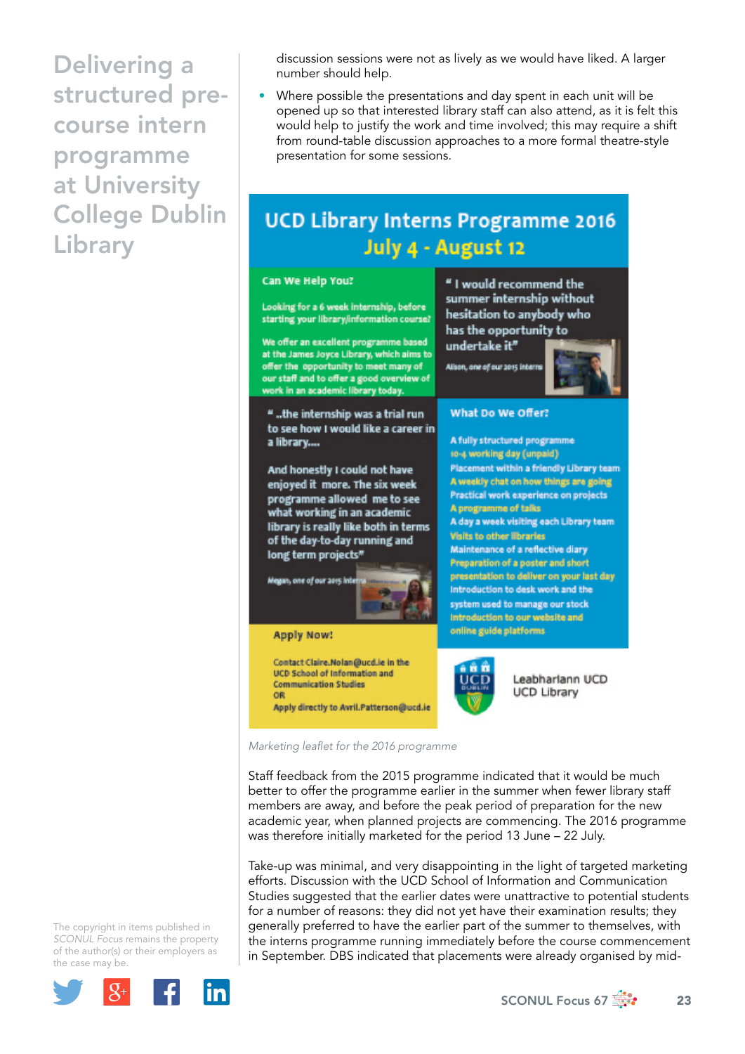discussion sessions were not as lively as we would have liked. A larger number should help.

- Where possible the presentations and day spent in each unit will be opened up so that interested library staff can also attend, as it is felt this would help to justify the work and time involved; this may require a shift from round-table discussion approaches to a more formal theatre-style presentation for some sessions.

## UCD Library Interns Programme 2016
### July 4 - August 12

**Can We Help You?**

Looking for a 6 week internship, before starting your library/information course?

We offer an excellent programme based at the James Joyce Library, which aims to offer the opportunity to meet many of our staff and to offer a good overview of work in an academic library today.

" I would recommend the summer internship without hesitation to anybody who has the opportunity to undertake it"

Alison, one of our 2015 interns

" ..the internship was a trial run to see how I would like a career in a library....

And honestly I could not have enjoyed it more. The six week programme allowed me to see what working in an academic library is really like both in terms of the day-to-day running and long term projects"

Megan, one of our 2015 interns

**What Do We Offer?**

- A fully structured programme
- 10-4 working day (unpaid)
- Placement within a friendly Library team
- A weekly chat on how things are going
- Practical work experience on projects
- A programme of talks
- A day a week visiting each Library team
- Visits to other libraries
- Maintenance of a reflective diary
- Preparation of a poster and short presentation to deliver on your last day
- Introduction to desk work and the system used to manage our stock
- Introduction to our website and online guide platforms

**Apply Now!**

Contact Claire.Nolan@ucd.ie in the UCD School of Information and Communication Studies

OR

Apply directly to Avril.Patterson@ucd.ie

Leabharlann UCD
UCD Library

*Marketing leaflet for the 2016 programme*

Staff feedback from the 2015 programme indicated that it would be much better to offer the programme earlier in the summer when fewer library staff members are away, and before the peak period of preparation for the new academic year, when planned projects are commencing. The 2016 programme was therefore initially marketed for the period 13 June – 22 July.

Take-up was minimal, and very disappointing in the light of targeted marketing efforts. Discussion with the UCD School of Information and Communication Studies suggested that the earlier dates were unattractive to potential students for a number of reasons: they did not yet have their examination results; they generally preferred to have the earlier part of the summer to themselves, with the interns programme running immediately before the course commencement in September. DBS indicated that placements were already organised by mid-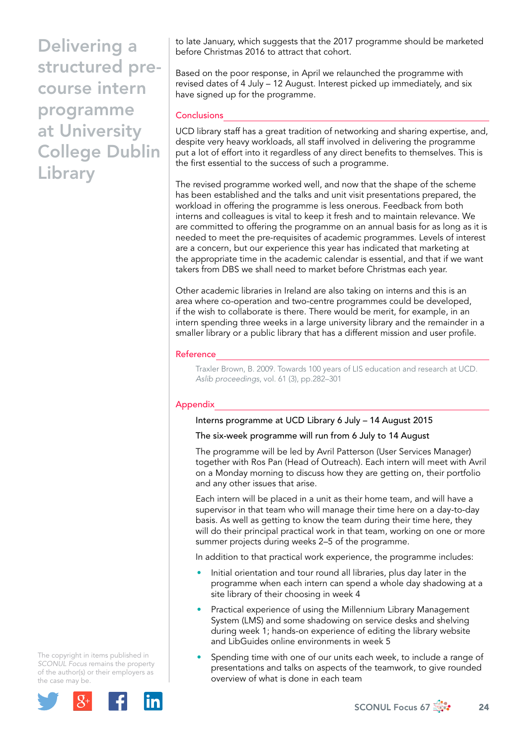to late January, which suggests that the 2017 programme should be marketed before Christmas 2016 to attract that cohort.

Based on the poor response, in April we relaunched the programme with revised dates of 4 July – 12 August. Interest picked up immediately, and six have signed up for the programme.

## Conclusions

UCD library staff has a great tradition of networking and sharing expertise, and, despite very heavy workloads, all staff involved in delivering the programme put a lot of effort into it regardless of any direct benefits to themselves. This is the first essential to the success of such a programme.

The revised programme worked well, and now that the shape of the scheme has been established and the talks and unit visit presentations prepared, the workload in offering the programme is less onerous. Feedback from both interns and colleagues is vital to keep it fresh and to maintain relevance. We are committed to offering the programme on an annual basis for as long as it is needed to meet the pre-requisites of academic programmes. Levels of interest are a concern, but our experience this year has indicated that marketing at the appropriate time in the academic calendar is essential, and that if we want takers from DBS we shall need to market before Christmas each year.

Other academic libraries in Ireland are also taking on interns and this is an area where co-operation and two-centre programmes could be developed, if the wish to collaborate is there. There would be merit, for example, in an intern spending three weeks in a large university library and the remainder in a smaller library or a public library that has a different mission and user profile.

## Reference

Traxler Brown, B. 2009. Towards 100 years of LIS education and research at UCD. *Aslib proceedings*, vol. 61 (3), pp.282–301

## Appendix

Interns programme at UCD Library 6 July – 14 August 2015

The six-week programme will run from 6 July to 14 August

The programme will be led by Avril Patterson (User Services Manager) together with Ros Pan (Head of Outreach). Each intern will meet with Avril on a Monday morning to discuss how they are getting on, their portfolio and any other issues that arise.

Each intern will be placed in a unit as their home team, and will have a supervisor in that team who will manage their time here on a day-to-day basis. As well as getting to know the team during their time here, they will do their principal practical work in that team, working on one or more summer projects during weeks 2–5 of the programme.

In addition to that practical work experience, the programme includes:

- Initial orientation and tour round all libraries, plus day later in the programme when each intern can spend a whole day shadowing at a site library of their choosing in week 4
- Practical experience of using the Millennium Library Management System (LMS) and some shadowing on service desks and shelving during week 1; hands-on experience of editing the library website and LibGuides online environments in week 5
- Spending time with one of our units each week, to include a range of presentations and talks on aspects of the teamwork, to give rounded overview of what is done in each team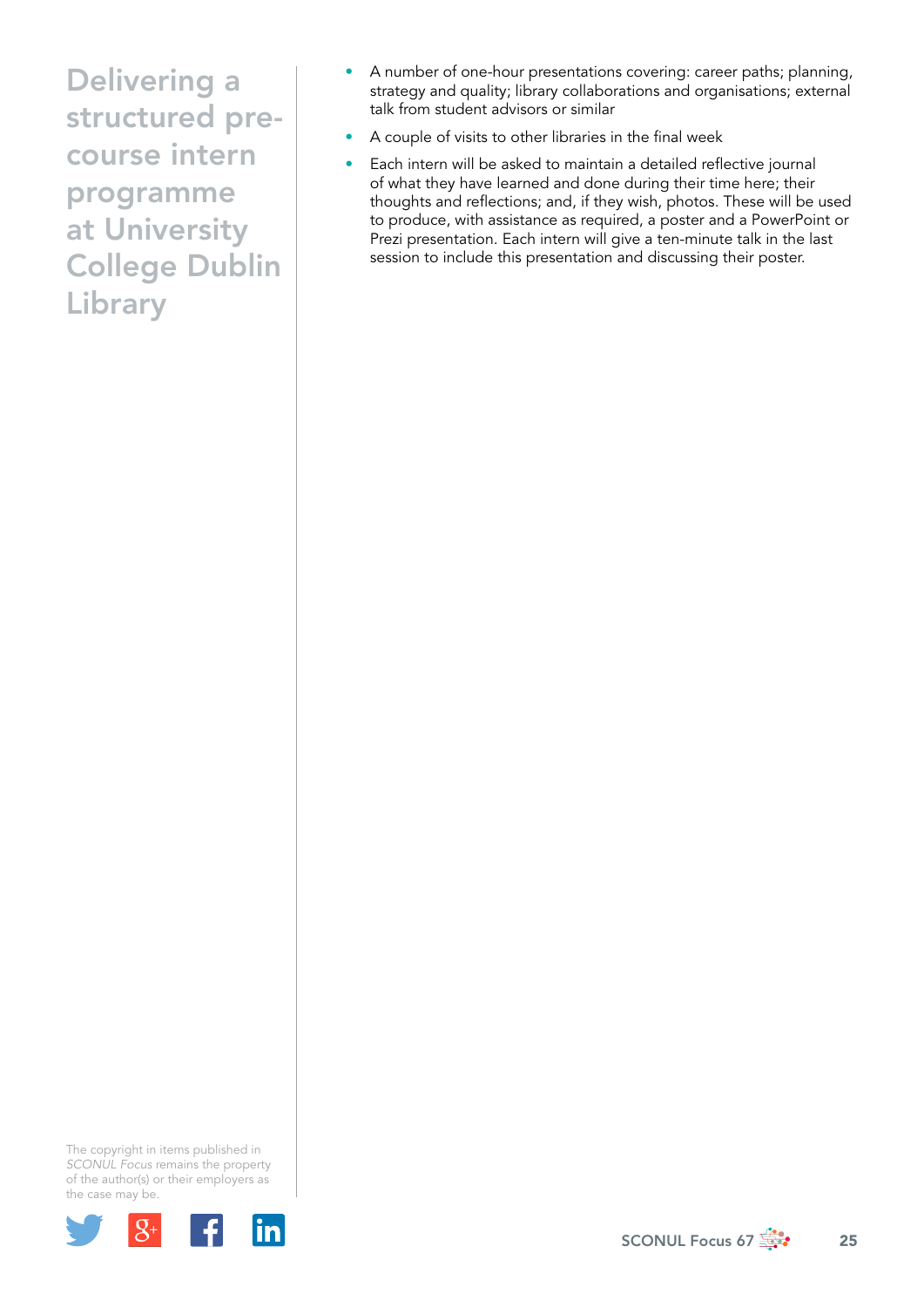- A number of one-hour presentations covering: career paths; planning, strategy and quality; library collaborations and organisations; external talk from student advisors or similar
- A couple of visits to other libraries in the final week
- Each intern will be asked to maintain a detailed reflective journal of what they have learned and done during their time here; their thoughts and reflections; and, if they wish, photos. These will be used to produce, with assistance as required, a poster and a PowerPoint or Prezi presentation. Each intern will give a ten-minute talk in the last session to include this presentation and discussing their poster.

The copyright in items published in *SCONUL Focus* remains the property of the author(s) or their employers as the case may be.